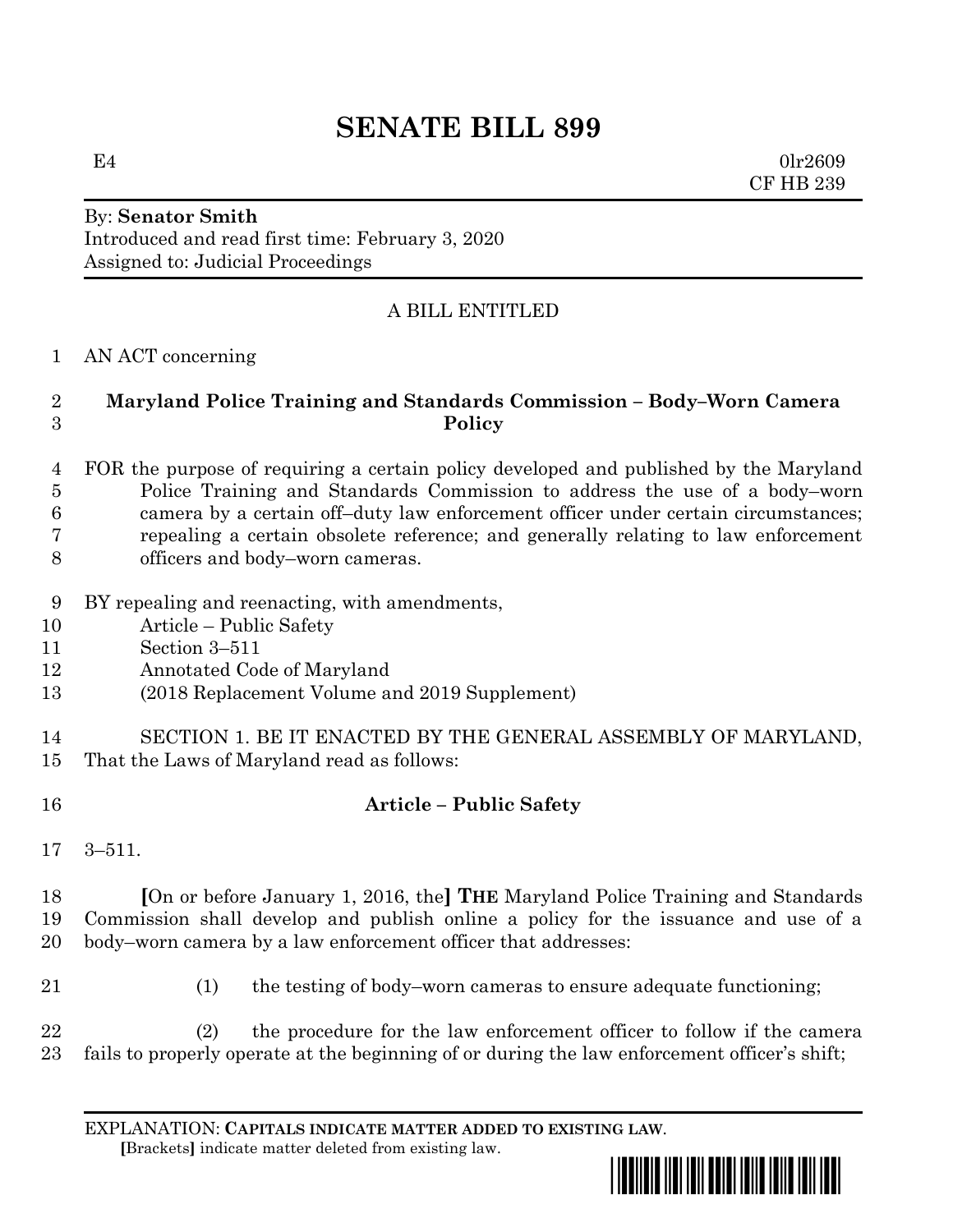# SENATE BILL 899

E4 0lr2609
CF HB 239

By: **Senator Smith**
Introduced and read first time: February 3, 2020
Assigned to: Judicial Proceedings

A BILL ENTITLED

AN ACT concerning

**Maryland Police Training and Standards Commission – Body–Worn Camera Policy**

FOR the purpose of requiring a certain policy developed and published by the Maryland Police Training and Standards Commission to address the use of a body–worn camera by a certain off–duty law enforcement officer under certain circumstances; repealing a certain obsolete reference; and generally relating to law enforcement officers and body–worn cameras.

BY repealing and reenacting, with amendments,
Article – Public Safety
Section 3–511
Annotated Code of Maryland
(2018 Replacement Volume and 2019 Supplement)

SECTION 1. BE IT ENACTED BY THE GENERAL ASSEMBLY OF MARYLAND, That the Laws of Maryland read as follows:

**Article – Public Safety**

3–511.

**[**On or before January 1, 2016, the**]** **THE** Maryland Police Training and Standards Commission shall develop and publish online a policy for the issuance and use of a body–worn camera by a law enforcement officer that addresses:

(1) the testing of body–worn cameras to ensure adequate functioning;

(2) the procedure for the law enforcement officer to follow if the camera fails to properly operate at the beginning of or during the law enforcement officer's shift;

EXPLANATION: **CAPITALS INDICATE MATTER ADDED TO EXISTING LAW.**
**[**Brackets**]** indicate matter deleted from existing law.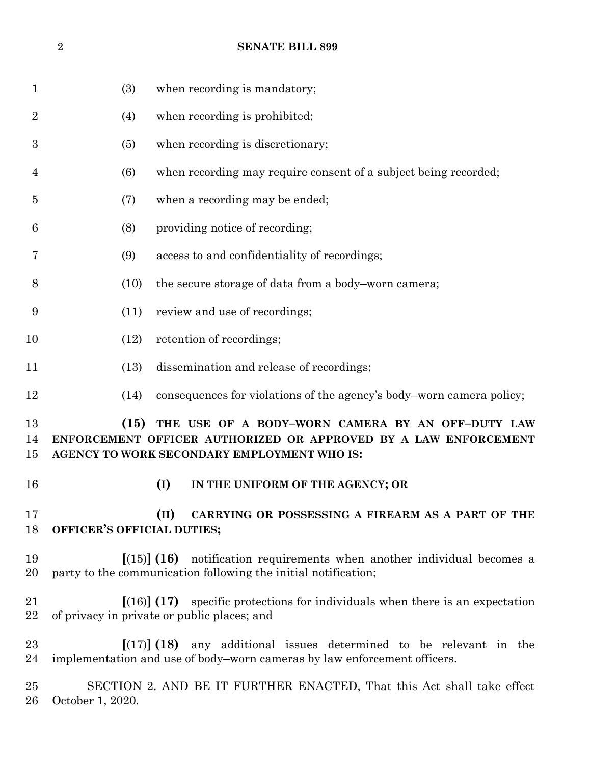(3) when recording is mandatory;

(4) when recording is prohibited;

(5) when recording is discretionary;

(6) when recording may require consent of a subject being recorded;

(7) when a recording may be ended;

(8) providing notice of recording;

(9) access to and confidentiality of recordings;

(10) the secure storage of data from a body–worn camera;

(11) review and use of recordings;

(12) retention of recordings;

(13) dissemination and release of recordings;

(14) consequences for violations of the agency's body–worn camera policy;

**(15) THE USE OF A BODY–WORN CAMERA BY AN OFF–DUTY LAW ENFORCEMENT OFFICER AUTHORIZED OR APPROVED BY A LAW ENFORCEMENT AGENCY TO WORK SECONDARY EMPLOYMENT WHO IS:**

**(I) IN THE UNIFORM OF THE AGENCY; OR**

**(II) CARRYING OR POSSESSING A FIREARM AS A PART OF THE OFFICER'S OFFICIAL DUTIES;**

**[**(15)**] (16)** notification requirements when another individual becomes a party to the communication following the initial notification;

**[**(16)**] (17)** specific protections for individuals when there is an expectation of privacy in private or public places; and

**[**(17)**] (18)** any additional issues determined to be relevant in the implementation and use of body–worn cameras by law enforcement officers.

SECTION 2. AND BE IT FURTHER ENACTED, That this Act shall take effect October 1, 2020.